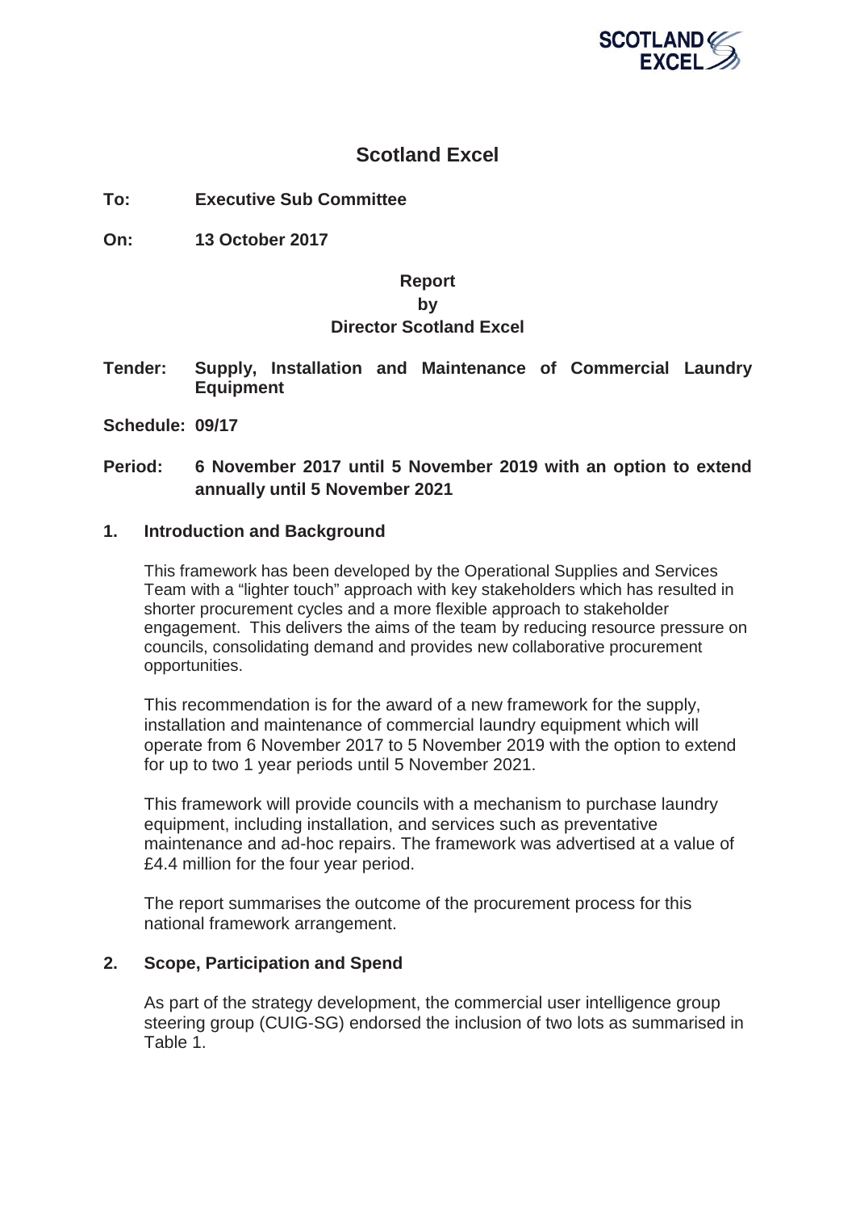# Scotland Excel

**To:** **Executive Sub Committee**

**On:** **13 October 2017**

**Report**
**by**
**Director Scotland Excel**

**Tender:** **Supply, Installation and Maintenance of Commercial Laundry Equipment**

**Schedule: 09/17**

**Period:** **6 November 2017 until 5 November 2019 with an option to extend annually until 5 November 2021**

## 1. Introduction and Background

This framework has been developed by the Operational Supplies and Services Team with a "lighter touch" approach with key stakeholders which has resulted in shorter procurement cycles and a more flexible approach to stakeholder engagement. This delivers the aims of the team by reducing resource pressure on councils, consolidating demand and provides new collaborative procurement opportunities.

This recommendation is for the award of a new framework for the supply, installation and maintenance of commercial laundry equipment which will operate from 6 November 2017 to 5 November 2019 with the option to extend for up to two 1 year periods until 5 November 2021.

This framework will provide councils with a mechanism to purchase laundry equipment, including installation, and services such as preventative maintenance and ad-hoc repairs. The framework was advertised at a value of £4.4 million for the four year period.

The report summarises the outcome of the procurement process for this national framework arrangement.

## 2. Scope, Participation and Spend

As part of the strategy development, the commercial user intelligence group steering group (CUIG-SG) endorsed the inclusion of two lots as summarised in Table 1.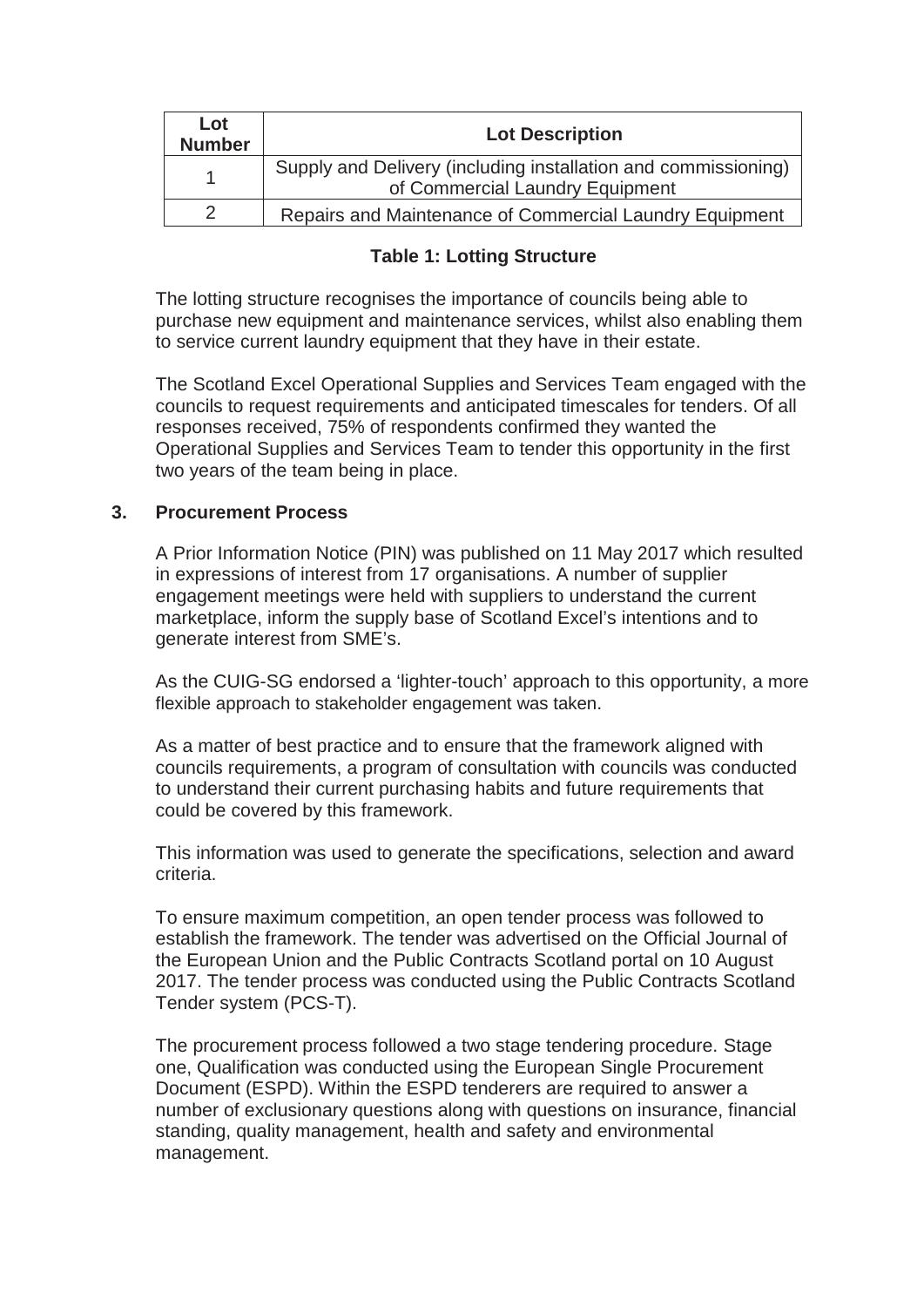| Lot Number | Lot Description |
| --- | --- |
| 1 | Supply and Delivery (including installation and commissioning) of Commercial Laundry Equipment |
| 2 | Repairs and Maintenance of Commercial Laundry Equipment |

**Table 1: Lotting Structure**

The lotting structure recognises the importance of councils being able to purchase new equipment and maintenance services, whilst also enabling them to service current laundry equipment that they have in their estate.

The Scotland Excel Operational Supplies and Services Team engaged with the councils to request requirements and anticipated timescales for tenders. Of all responses received, 75% of respondents confirmed they wanted the Operational Supplies and Services Team to tender this opportunity in the first two years of the team being in place.

## 3. Procurement Process

A Prior Information Notice (PIN) was published on 11 May 2017 which resulted in expressions of interest from 17 organisations. A number of supplier engagement meetings were held with suppliers to understand the current marketplace, inform the supply base of Scotland Excel's intentions and to generate interest from SME's.

As the CUIG-SG endorsed a 'lighter-touch' approach to this opportunity, a more flexible approach to stakeholder engagement was taken.

As a matter of best practice and to ensure that the framework aligned with councils requirements, a program of consultation with councils was conducted to understand their current purchasing habits and future requirements that could be covered by this framework.

This information was used to generate the specifications, selection and award criteria.

To ensure maximum competition, an open tender process was followed to establish the framework. The tender was advertised on the Official Journal of the European Union and the Public Contracts Scotland portal on 10 August 2017. The tender process was conducted using the Public Contracts Scotland Tender system (PCS-T).

The procurement process followed a two stage tendering procedure. Stage one, Qualification was conducted using the European Single Procurement Document (ESPD). Within the ESPD tenderers are required to answer a number of exclusionary questions along with questions on insurance, financial standing, quality management, health and safety and environmental management.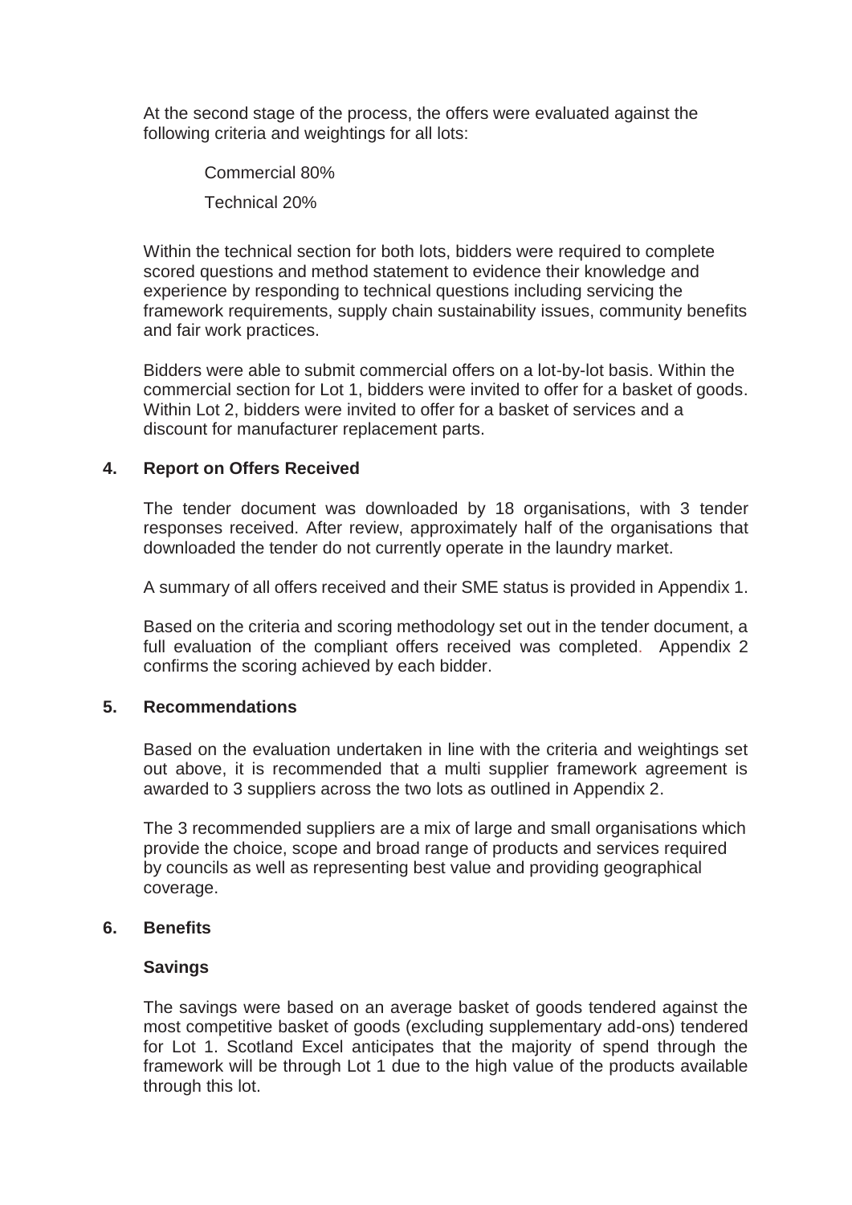At the second stage of the process, the offers were evaluated against the following criteria and weightings for all lots:

Commercial 80%

Technical 20%

Within the technical section for both lots, bidders were required to complete scored questions and method statement to evidence their knowledge and experience by responding to technical questions including servicing the framework requirements, supply chain sustainability issues, community benefits and fair work practices.

Bidders were able to submit commercial offers on a lot-by-lot basis. Within the commercial section for Lot 1, bidders were invited to offer for a basket of goods. Within Lot 2, bidders were invited to offer for a basket of services and a discount for manufacturer replacement parts.

## 4. Report on Offers Received

The tender document was downloaded by 18 organisations, with 3 tender responses received. After review, approximately half of the organisations that downloaded the tender do not currently operate in the laundry market.

A summary of all offers received and their SME status is provided in Appendix 1.

Based on the criteria and scoring methodology set out in the tender document, a full evaluation of the compliant offers received was completed. Appendix 2 confirms the scoring achieved by each bidder.

## 5. Recommendations

Based on the evaluation undertaken in line with the criteria and weightings set out above, it is recommended that a multi supplier framework agreement is awarded to 3 suppliers across the two lots as outlined in Appendix 2.

The 3 recommended suppliers are a mix of large and small organisations which provide the choice, scope and broad range of products and services required by councils as well as representing best value and providing geographical coverage.

## 6. Benefits

### Savings

The savings were based on an average basket of goods tendered against the most competitive basket of goods (excluding supplementary add-ons) tendered for Lot 1. Scotland Excel anticipates that the majority of spend through the framework will be through Lot 1 due to the high value of the products available through this lot.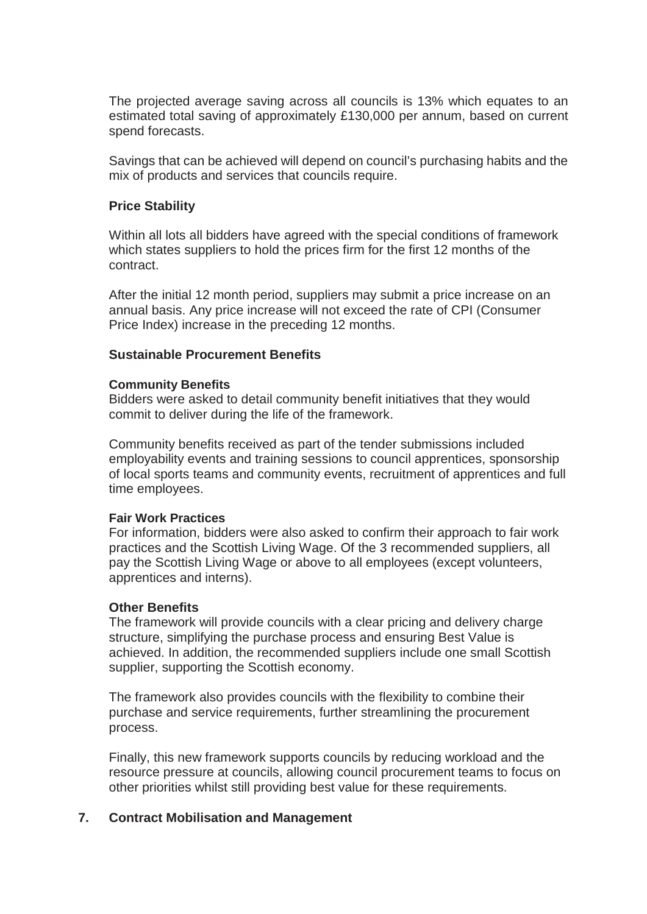The projected average saving across all councils is 13% which equates to an estimated total saving of approximately £130,000 per annum, based on current spend forecasts.

Savings that can be achieved will depend on council's purchasing habits and the mix of products and services that councils require.

**Price Stability**

Within all lots all bidders have agreed with the special conditions of framework which states suppliers to hold the prices firm for the first 12 months of the contract.

After the initial 12 month period, suppliers may submit a price increase on an annual basis. Any price increase will not exceed the rate of CPI (Consumer Price Index) increase in the preceding 12 months.

**Sustainable Procurement Benefits**

**Community Benefits**
Bidders were asked to detail community benefit initiatives that they would commit to deliver during the life of the framework.

Community benefits received as part of the tender submissions included employability events and training sessions to council apprentices, sponsorship of local sports teams and community events, recruitment of apprentices and full time employees.

**Fair Work Practices**
For information, bidders were also asked to confirm their approach to fair work practices and the Scottish Living Wage. Of the 3 recommended suppliers, all pay the Scottish Living Wage or above to all employees (except volunteers, apprentices and interns).

**Other Benefits**
The framework will provide councils with a clear pricing and delivery charge structure, simplifying the purchase process and ensuring Best Value is achieved. In addition, the recommended suppliers include one small Scottish supplier, supporting the Scottish economy.

The framework also provides councils with the flexibility to combine their purchase and service requirements, further streamlining the procurement process.

Finally, this new framework supports councils by reducing workload and the resource pressure at councils, allowing council procurement teams to focus on other priorities whilst still providing best value for these requirements.

## 7. Contract Mobilisation and Management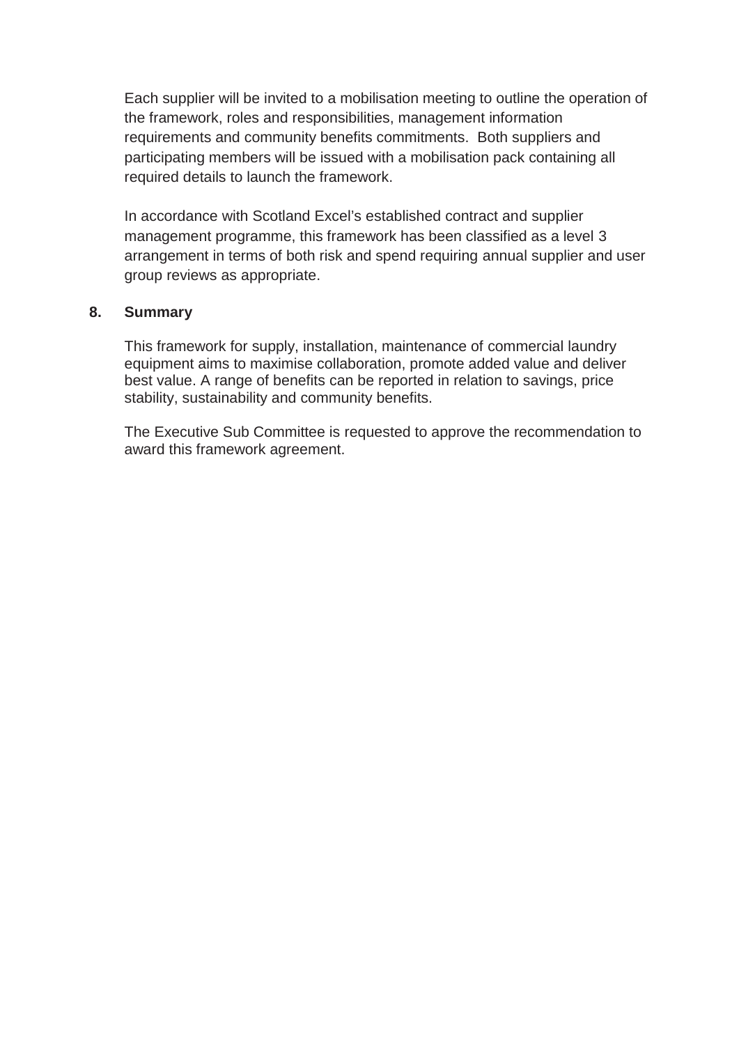Each supplier will be invited to a mobilisation meeting to outline the operation of the framework, roles and responsibilities, management information requirements and community benefits commitments. Both suppliers and participating members will be issued with a mobilisation pack containing all required details to launch the framework.

In accordance with Scotland Excel's established contract and supplier management programme, this framework has been classified as a level 3 arrangement in terms of both risk and spend requiring annual supplier and user group reviews as appropriate.

## 8. Summary

This framework for supply, installation, maintenance of commercial laundry equipment aims to maximise collaboration, promote added value and deliver best value. A range of benefits can be reported in relation to savings, price stability, sustainability and community benefits.

The Executive Sub Committee is requested to approve the recommendation to award this framework agreement.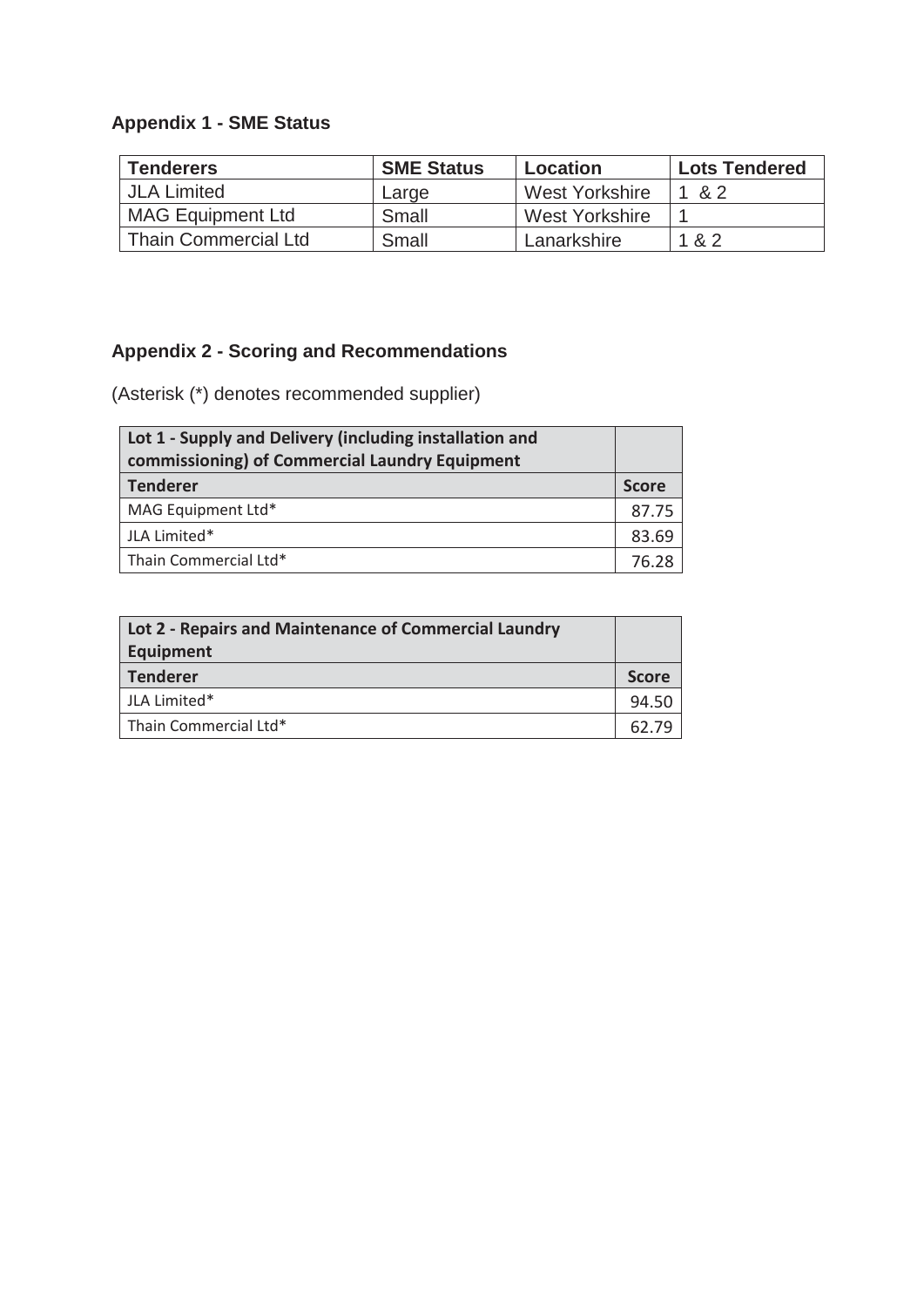## Appendix 1 - SME Status

| Tenderers | SME Status | Location | Lots Tendered |
|---|---|---|---|
| JLA Limited | Large | West Yorkshire | 1 & 2 |
| MAG Equipment Ltd | Small | West Yorkshire | 1 |
| Thain Commercial Ltd | Small | Lanarkshire | 1 & 2 |

## Appendix 2 - Scoring and Recommendations

(Asterisk (*) denotes recommended supplier)

| Lot 1 - Supply and Delivery (including installation and commissioning) of Commercial Laundry Equipment | |
|---|---|
| **Tenderer** | **Score** |
| MAG Equipment Ltd* | 87.75 |
| JLA Limited* | 83.69 |
| Thain Commercial Ltd* | 76.28 |

| Lot 2 - Repairs and Maintenance of Commercial Laundry Equipment | |
|---|---|
| **Tenderer** | **Score** |
| JLA Limited* | 94.50 |
| Thain Commercial Ltd* | 62.79 |